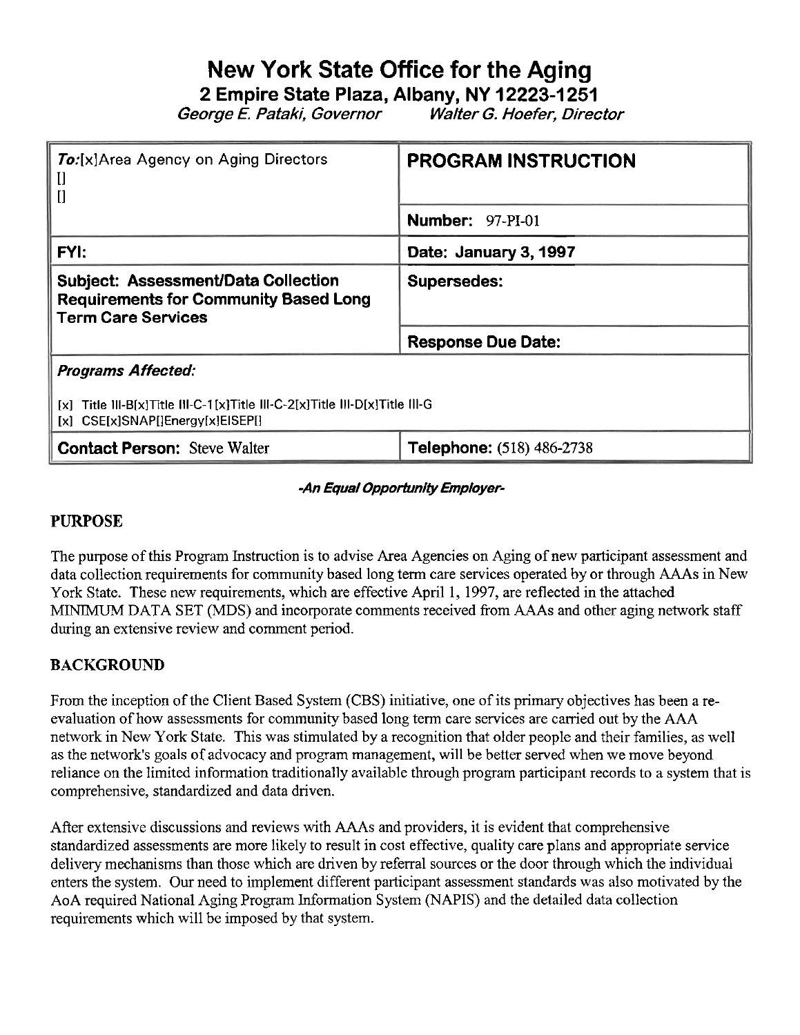# New York State Office for the Aging

**2 Empire State Plaza, Albany, NY 12223-1251**

*George E. Pataki, Governor* *Walter G. Hoefer, Director*

| | |
|---|---|
| ***To:***[x]Area Agency on Aging Directors<br>[]<br>[] | **PROGRAM INSTRUCTION** |
| | **Number:** 97-PI-01 |
| **FYI:** | **Date: January 3, 1997** |
| **Subject: Assessment/Data Collection Requirements for Community Based Long Term Care Services** | **Supersedes:** |
| | **Response Due Date:** |
| ***Programs Affected:***<br>[x] Title III-B[x]Title III-C-1[x]Title III-C-2[x]Title III-D[x]Title III-G<br>[x] CSE[x]SNAP[]Energy[x]EISEP[] | |
| **Contact Person:** Steve Walter | **Telephone:** (518) 486-2738 |

***-An Equal Opportunity Employer-***

## PURPOSE

The purpose of this Program Instruction is to advise Area Agencies on Aging of new participant assessment and data collection requirements for community based long term care services operated by or through AAAs in New York State. These new requirements, which are effective April 1, 1997, are reflected in the attached MINIMUM DATA SET (MDS) and incorporate comments received from AAAs and other aging network staff during an extensive review and comment period.

## BACKGROUND

From the inception of the Client Based System (CBS) initiative, one of its primary objectives has been a re-evaluation of how assessments for community based long term care services are carried out by the AAA network in New York State. This was stimulated by a recognition that older people and their families, as well as the network's goals of advocacy and program management, will be better served when we move beyond reliance on the limited information traditionally available through program participant records to a system that is comprehensive, standardized and data driven.

After extensive discussions and reviews with AAAs and providers, it is evident that comprehensive standardized assessments are more likely to result in cost effective, quality care plans and appropriate service delivery mechanisms than those which are driven by referral sources or the door through which the individual enters the system. Our need to implement different participant assessment standards was also motivated by the AoA required National Aging Program Information System (NAPIS) and the detailed data collection requirements which will be imposed by that system.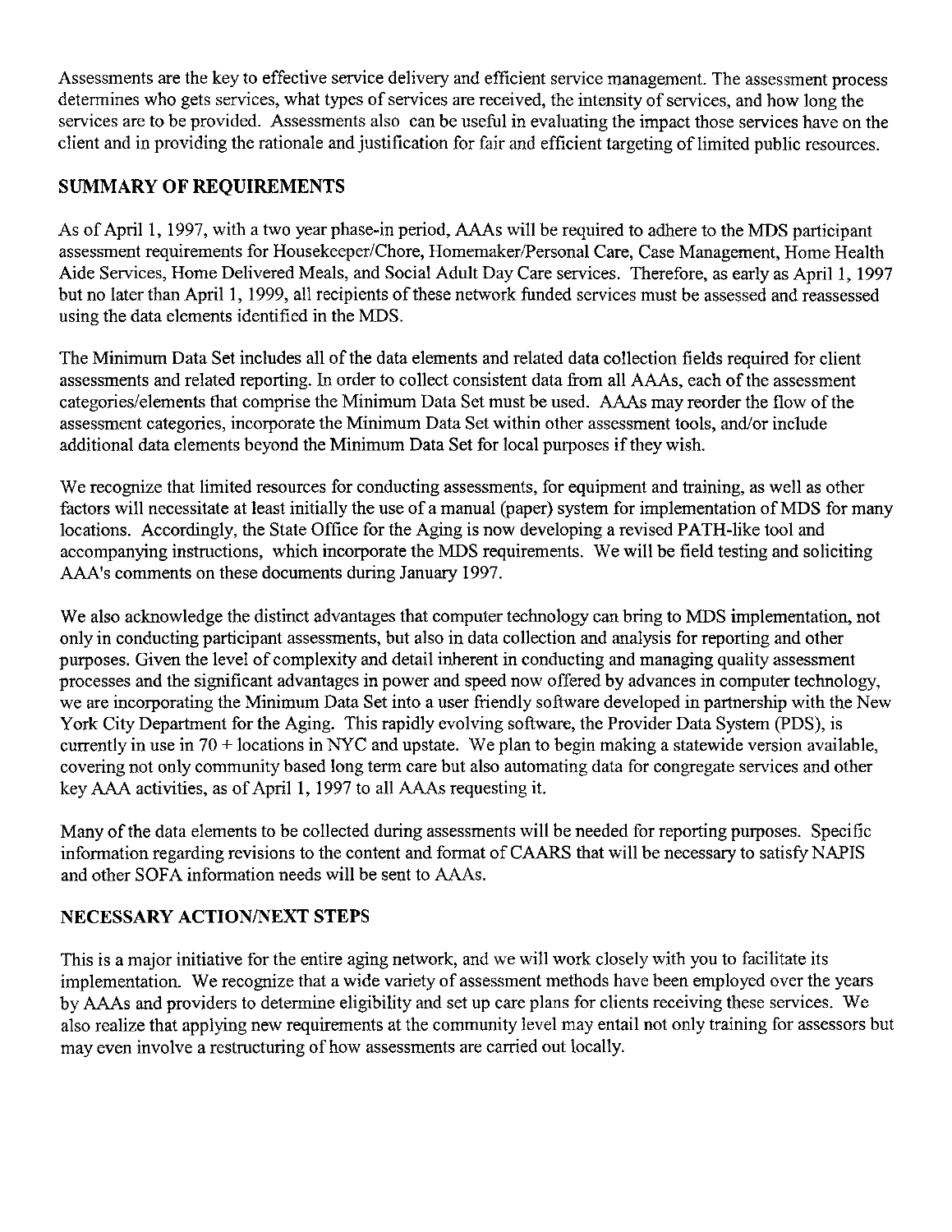Assessments are the key to effective service delivery and efficient service management. The assessment process determines who gets services, what types of services are received, the intensity of services, and how long the services are to be provided. Assessments also can be useful in evaluating the impact those services have on the client and in providing the rationale and justification for fair and efficient targeting of limited public resources.

## SUMMARY OF REQUIREMENTS

As of April 1, 1997, with a two year phase-in period, AAAs will be required to adhere to the MDS participant assessment requirements for Housekeeper/Chore, Homemaker/Personal Care, Case Management, Home Health Aide Services, Home Delivered Meals, and Social Adult Day Care services. Therefore, as early as April 1, 1997 but no later than April 1, 1999, all recipients of these network funded services must be assessed and reassessed using the data elements identified in the MDS.

The Minimum Data Set includes all of the data elements and related data collection fields required for client assessments and related reporting. In order to collect consistent data from all AAAs, each of the assessment categories/elements that comprise the Minimum Data Set must be used. AAAs may reorder the flow of the assessment categories, incorporate the Minimum Data Set within other assessment tools, and/or include additional data elements beyond the Minimum Data Set for local purposes if they wish.

We recognize that limited resources for conducting assessments, for equipment and training, as well as other factors will necessitate at least initially the use of a manual (paper) system for implementation of MDS for many locations. Accordingly, the State Office for the Aging is now developing a revised PATH-like tool and accompanying instructions, which incorporate the MDS requirements. We will be field testing and soliciting AAA's comments on these documents during January 1997.

We also acknowledge the distinct advantages that computer technology can bring to MDS implementation, not only in conducting participant assessments, but also in data collection and analysis for reporting and other purposes. Given the level of complexity and detail inherent in conducting and managing quality assessment processes and the significant advantages in power and speed now offered by advances in computer technology, we are incorporating the Minimum Data Set into a user friendly software developed in partnership with the New York City Department for the Aging. This rapidly evolving software, the Provider Data System (PDS), is currently in use in 70 + locations in NYC and upstate. We plan to begin making a statewide version available, covering not only community based long term care but also automating data for congregate services and other key AAA activities, as of April 1, 1997 to all AAAs requesting it.

Many of the data elements to be collected during assessments will be needed for reporting purposes. Specific information regarding revisions to the content and format of CAARS that will be necessary to satisfy NAPIS and other SOFA information needs will be sent to AAAs.

## NECESSARY ACTION/NEXT STEPS

This is a major initiative for the entire aging network, and we will work closely with you to facilitate its implementation. We recognize that a wide variety of assessment methods have been employed over the years by AAAs and providers to determine eligibility and set up care plans for clients receiving these services. We also realize that applying new requirements at the community level may entail not only training for assessors but may even involve a restructuring of how assessments are carried out locally.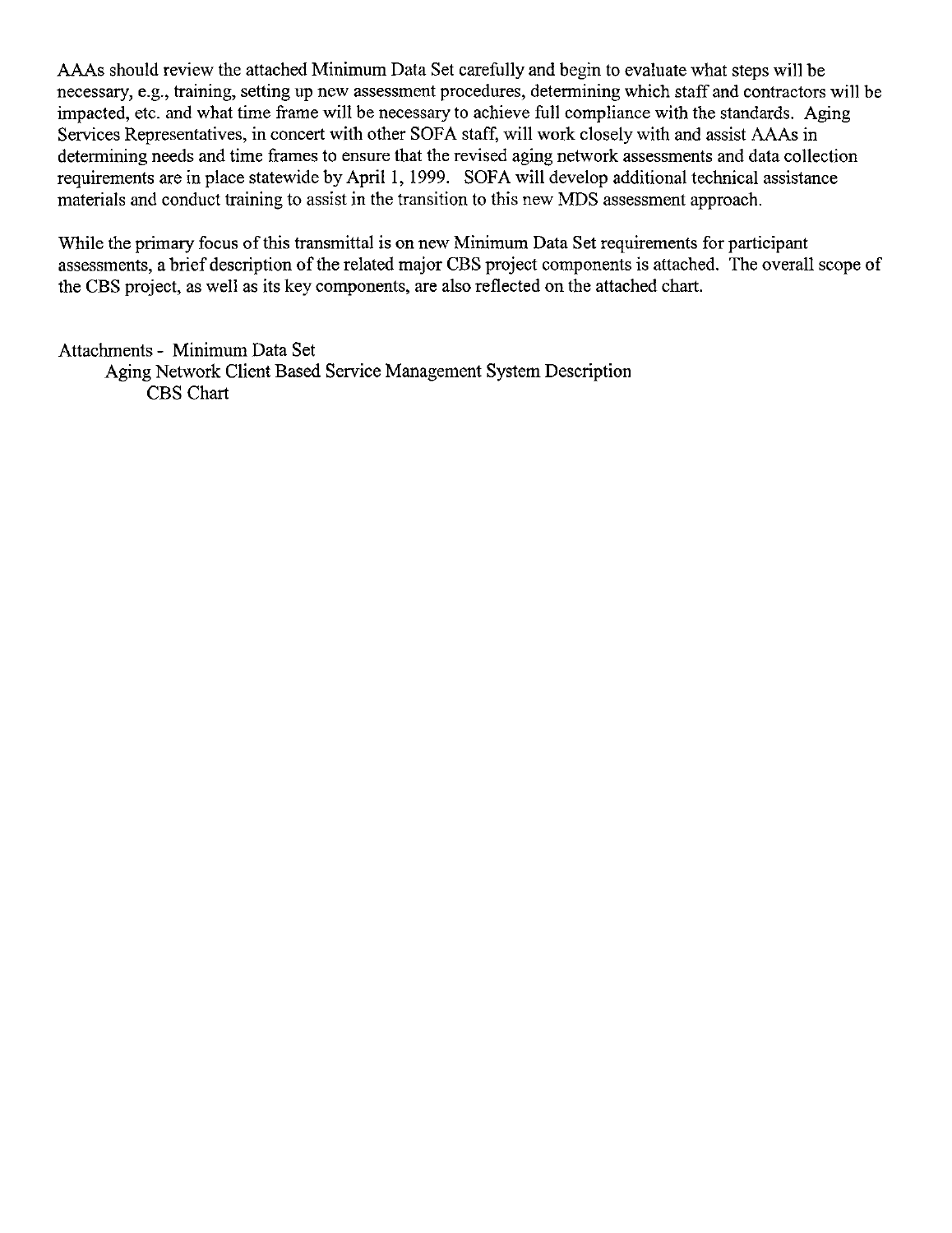AAAs should review the attached Minimum Data Set carefully and begin to evaluate what steps will be necessary, e.g., training, setting up new assessment procedures, determining which staff and contractors will be impacted, etc. and what time frame will be necessary to achieve full compliance with the standards. Aging Services Representatives, in concert with other SOFA staff, will work closely with and assist AAAs in determining needs and time frames to ensure that the revised aging network assessments and data collection requirements are in place statewide by April 1, 1999. SOFA will develop additional technical assistance materials and conduct training to assist in the transition to this new MDS assessment approach.

While the primary focus of this transmittal is on new Minimum Data Set requirements for participant assessments, a brief description of the related major CBS project components is attached. The overall scope of the CBS project, as well as its key components, are also reflected on the attached chart.

Attachments - Minimum Data Set
Aging Network Client Based Service Management System Description
CBS Chart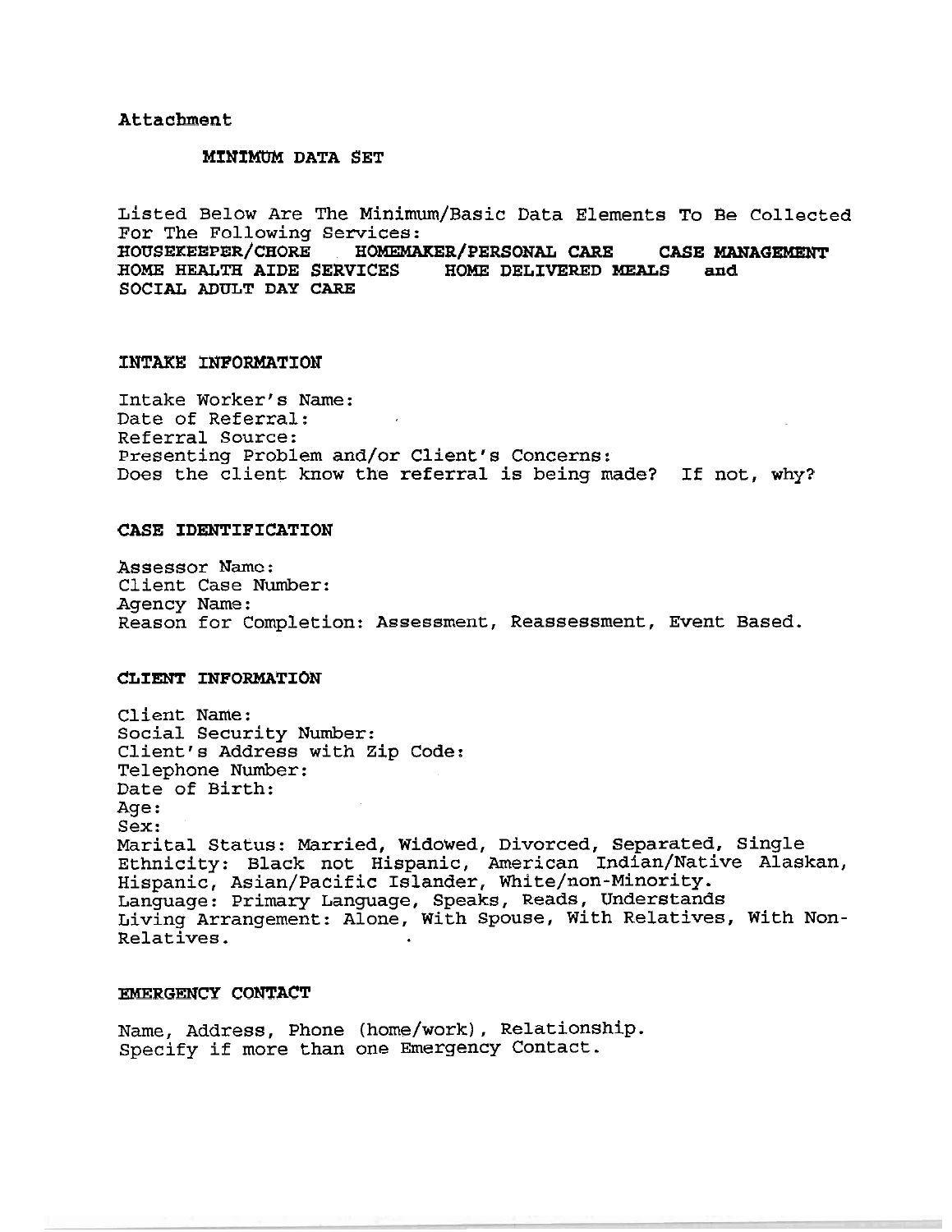Attachment

## MINIMUM DATA SET

Listed Below Are The Minimum/Basic Data Elements To Be Collected For The Following Services:
**HOUSEKEEPER/CHORE HOMEMAKER/PERSONAL CARE CASE MANAGEMENT HOME HEALTH AIDE SERVICES HOME DELIVERED MEALS and SOCIAL ADULT DAY CARE**

### INTAKE INFORMATION

Intake Worker's Name:
Date of Referral:
Referral Source:
Presenting Problem and/or Client's Concerns:
Does the client know the referral is being made? If not, why?

### CASE IDENTIFICATION

Assessor Name:
Client Case Number:
Agency Name:
Reason for Completion: Assessment, Reassessment, Event Based.

### CLIENT INFORMATION

Client Name:
Social Security Number:
Client's Address with Zip Code:
Telephone Number:
Date of Birth:
Age:
Sex:
Marital Status: Married, Widowed, Divorced, Separated, Single
Ethnicity: Black not Hispanic, American Indian/Native Alaskan, Hispanic, Asian/Pacific Islander, White/non-Minority.
Language: Primary Language, Speaks, Reads, Understands
Living Arrangement: Alone, With Spouse, With Relatives, With Non-Relatives.

### EMERGENCY CONTACT

Name, Address, Phone (home/work), Relationship.
Specify if more than one Emergency Contact.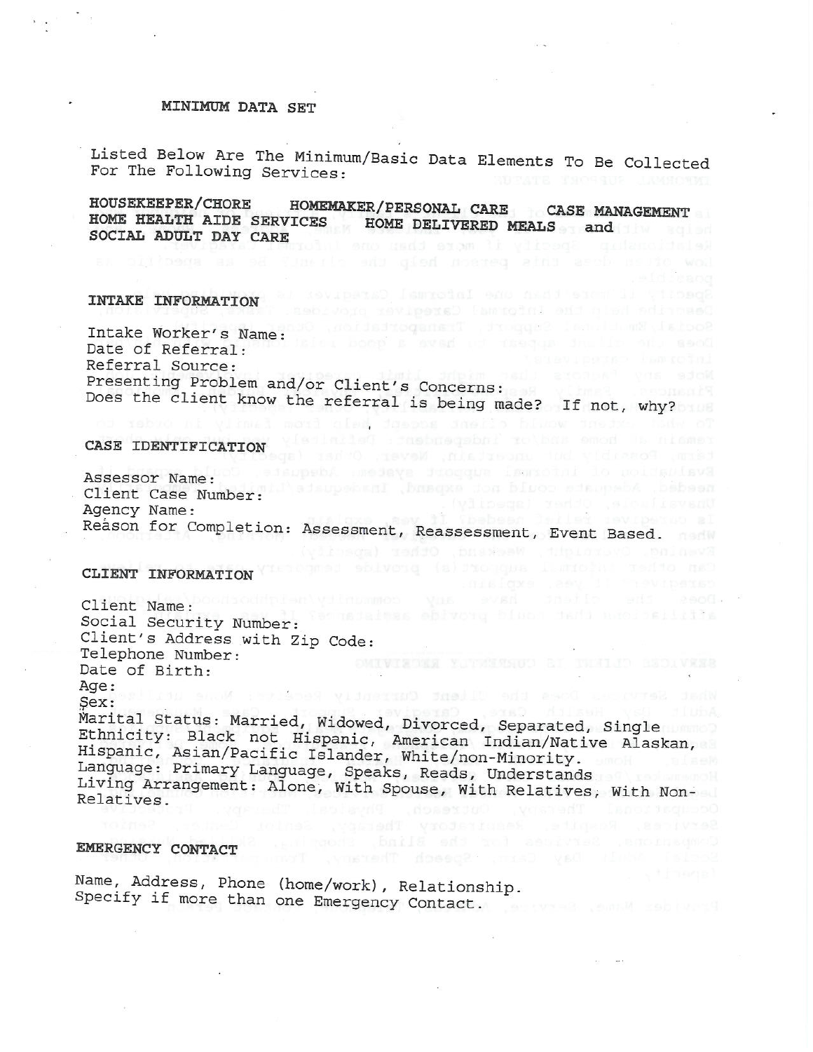# MINIMUM DATA SET

Listed Below Are The Minimum/Basic Data Elements To Be Collected For The Following Services:

**HOUSEKEEPER/CHORE HOMEMAKER/PERSONAL CARE CASE MANAGEMENT HOME HEALTH AIDE SERVICES HOME DELIVERED MEALS and SOCIAL ADULT DAY CARE**

## INTAKE INFORMATION

Intake Worker's Name:
Date of Referral:
Referral Source:
Presenting Problem and/or Client's Concerns:
Does the client know the referral is being made? If not, why?

## CASE IDENTIFICATION

Assessor Name:
Client Case Number:
Agency Name:
Reason for Completion: Assessment, Reassessment, Event Based.

## CLIENT INFORMATION

Client Name:
Social Security Number:
Client's Address with Zip Code:
Telephone Number:
Date of Birth:
Age:
Sex:
Marital Status: Married, Widowed, Divorced, Separated, Single
Ethnicity: Black not Hispanic, American Indian/Native Alaskan, Hispanic, Asian/Pacific Islander, White/non-Minority.
Language: Primary Language, Speaks, Reads, Understands
Living Arrangement: Alone, With Spouse, With Relatives, With Non-Relatives.

## EMERGENCY CONTACT

Name, Address, Phone (home/work), Relationship.
Specify if more than one Emergency Contact.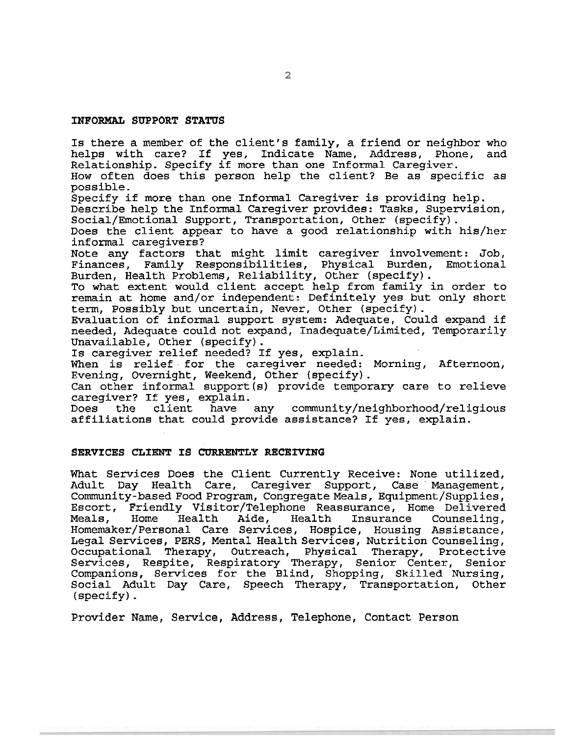## INFORMAL SUPPORT STATUS

Is there a member of the client's family, a friend or neighbor who helps with care? If yes, Indicate Name, Address, Phone, and Relationship. Specify if more than one Informal Caregiver.
How often does this person help the client? Be as specific as possible.
Specify if more than one Informal Caregiver is providing help.
Describe help the Informal Caregiver provides: Tasks, Supervision, Social/Emotional Support, Transportation, Other (specify).
Does the client appear to have a good relationship with his/her informal caregivers?
Note any factors that might limit caregiver involvement: Job, Finances, Family Responsibilities, Physical Burden, Emotional Burden, Health Problems, Reliability, Other (specify).
To what extent would client accept help from family in order to remain at home and/or independent: Definitely yes but only short term, Possibly but uncertain, Never, Other (specify).
Evaluation of informal support system: Adequate, Could expand if needed, Adequate could not expand, Inadequate/Limited, Temporarily Unavailable, Other (specify).
Is caregiver relief needed? If yes, explain.
When is relief for the caregiver needed: Morning, Afternoon, Evening, Overnight, Weekend, Other (specify).
Can other informal support(s) provide temporary care to relieve caregiver? If yes, explain.
Does the client have any community/neighborhood/religious affiliations that could provide assistance? If yes, explain.

## SERVICES CLIENT IS CURRENTLY RECEIVING

What Services Does the Client Currently Receive: None utilized, Adult Day Health Care, Caregiver Support, Case Management, Community-based Food Program, Congregate Meals, Equipment/Supplies, Escort, Friendly Visitor/Telephone Reassurance, Home Delivered Meals, Home Health Aide, Health Insurance Counseling, Homemaker/Personal Care Services, Hospice, Housing Assistance, Legal Services, PERS, Mental Health Services, Nutrition Counseling, Occupational Therapy, Outreach, Physical Therapy, Protective Services, Respite, Respiratory Therapy, Senior Center, Senior Companions, Services for the Blind, Shopping, Skilled Nursing, Social Adult Day Care, Speech Therapy, Transportation, Other (specify).

Provider Name, Service, Address, Telephone, Contact Person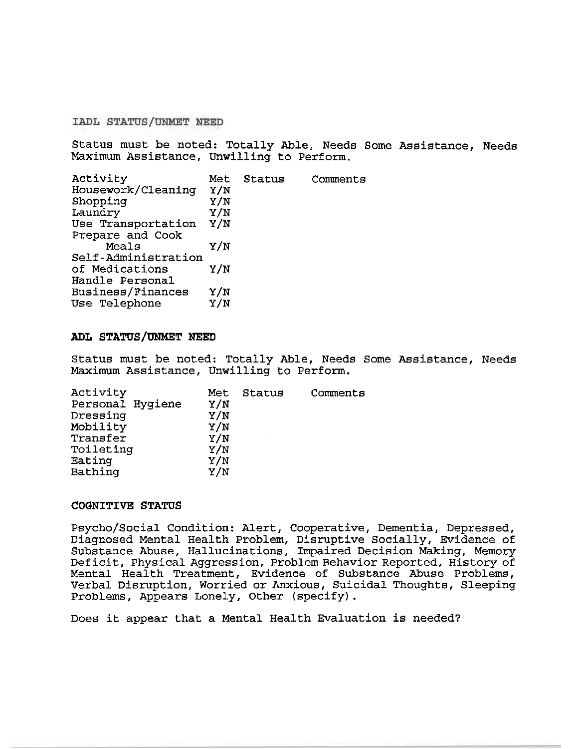## IADL STATUS/UNMET NEED

Status must be noted: Totally Able, Needs Some Assistance, Needs Maximum Assistance, Unwilling to Perform.

| Activity | Met | Status | Comments |
|---|---|---|---|
| Housework/Cleaning | Y/N | | |
| Shopping | Y/N | | |
| Laundry | Y/N | | |
| Use Transportation | Y/N | | |
| Prepare and Cook Meals | Y/N | | |
| Self-Administration of Medications | Y/N | | |
| Handle Personal Business/Finances | Y/N | | |
| Use Telephone | Y/N | | |

## ADL STATUS/UNMET NEED

Status must be noted: Totally Able, Needs Some Assistance, Needs Maximum Assistance, Unwilling to Perform.

| Activity | Met | Status | Comments |
|---|---|---|---|
| Personal Hygiene | Y/N | | |
| Dressing | Y/N | | |
| Mobility | Y/N | | |
| Transfer | Y/N | | |
| Toileting | Y/N | | |
| Eating | Y/N | | |
| Bathing | Y/N | | |

## COGNITIVE STATUS

Psycho/Social Condition: Alert, Cooperative, Dementia, Depressed, Diagnosed Mental Health Problem, Disruptive Socially, Evidence of Substance Abuse, Hallucinations, Impaired Decision Making, Memory Deficit, Physical Aggression, Problem Behavior Reported, History of Mental Health Treatment, Evidence of Substance Abuse Problems, Verbal Disruption, Worried or Anxious, Suicidal Thoughts, Sleeping Problems, Appears Lonely, Other (specify).

Does it appear that a Mental Health Evaluation is needed?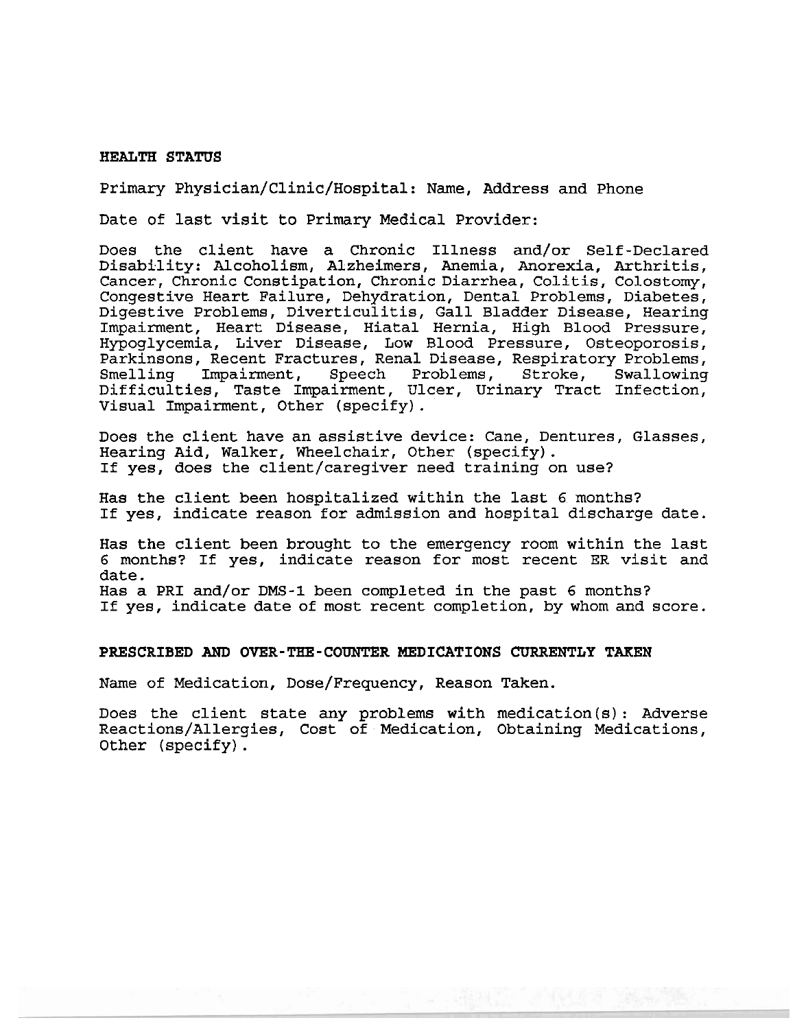## HEALTH STATUS

Primary Physician/Clinic/Hospital: Name, Address and Phone

Date of last visit to Primary Medical Provider:

Does the client have a Chronic Illness and/or Self-Declared Disability: Alcoholism, Alzheimers, Anemia, Anorexia, Arthritis, Cancer, Chronic Constipation, Chronic Diarrhea, Colitis, Colostomy, Congestive Heart Failure, Dehydration, Dental Problems, Diabetes, Digestive Problems, Diverticulitis, Gall Bladder Disease, Hearing Impairment, Heart Disease, Hiatal Hernia, High Blood Pressure, Hypoglycemia, Liver Disease, Low Blood Pressure, Osteoporosis, Parkinsons, Recent Fractures, Renal Disease, Respiratory Problems, Smelling Impairment, Speech Problems, Stroke, Swallowing Difficulties, Taste Impairment, Ulcer, Urinary Tract Infection, Visual Impairment, Other (specify).

Does the client have an assistive device: Cane, Dentures, Glasses, Hearing Aid, Walker, Wheelchair, Other (specify).
If yes, does the client/caregiver need training on use?

Has the client been hospitalized within the last 6 months?
If yes, indicate reason for admission and hospital discharge date.

Has the client been brought to the emergency room within the last 6 months? If yes, indicate reason for most recent ER visit and date.
Has a PRI and/or DMS-1 been completed in the past 6 months?
If yes, indicate date of most recent completion, by whom and score.

## PRESCRIBED AND OVER-THE-COUNTER MEDICATIONS CURRENTLY TAKEN

Name of Medication, Dose/Frequency, Reason Taken.

Does the client state any problems with medication(s): Adverse Reactions/Allergies, Cost of Medication, Obtaining Medications, Other (specify).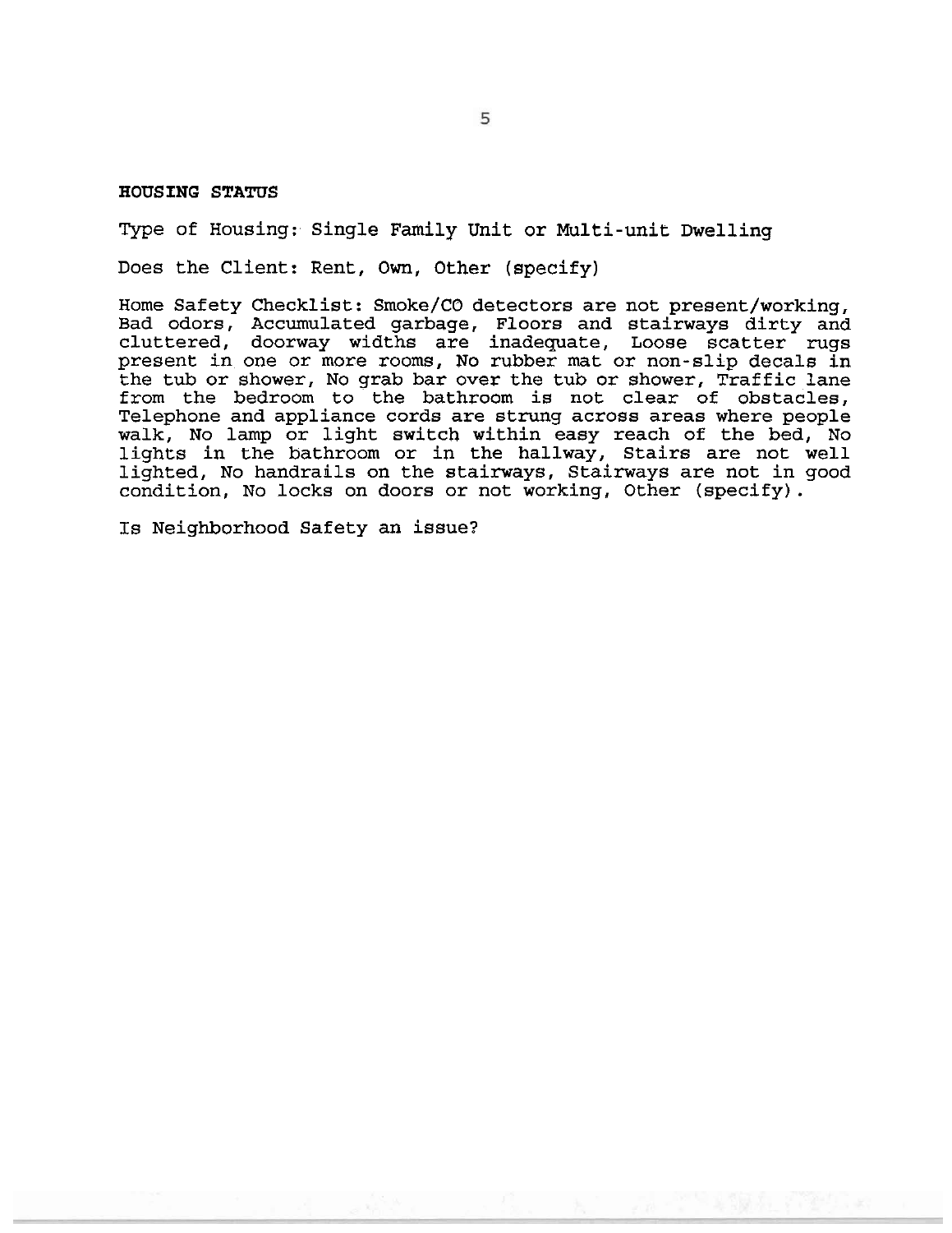**HOUSING STATUS**

Type of Housing: Single Family Unit or Multi-unit Dwelling

Does the Client: Rent, Own, Other (specify)

Home Safety Checklist: Smoke/CO detectors are not present/working, Bad odors, Accumulated garbage, Floors and stairways dirty and cluttered, doorway widths are inadequate, Loose scatter rugs present in one or more rooms, No rubber mat or non-slip decals in the tub or shower, No grab bar over the tub or shower, Traffic lane from the bedroom to the bathroom is not clear of obstacles, Telephone and appliance cords are strung across areas where people walk, No lamp or light switch within easy reach of the bed, No lights in the bathroom or in the hallway, Stairs are not well lighted, No handrails on the stairways, Stairways are not in good condition, No locks on doors or not working, Other (specify).

Is Neighborhood Safety an issue?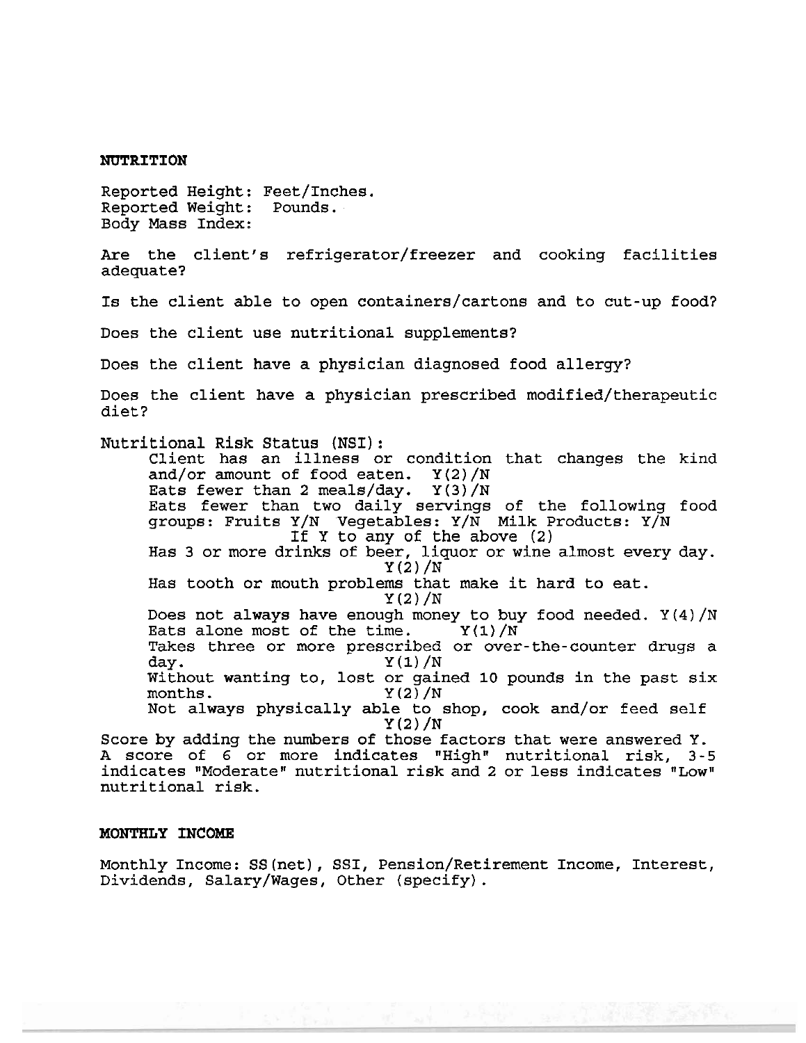**NUTRITION**

Reported Height: Feet/Inches.
Reported Weight: Pounds.
Body Mass Index:

Are the client's refrigerator/freezer and cooking facilities adequate?

Is the client able to open containers/cartons and to cut-up food?

Does the client use nutritional supplements?

Does the client have a physician diagnosed food allergy?

Does the client have a physician prescribed modified/therapeutic diet?

Nutritional Risk Status (NSI):

- Client has an illness or condition that changes the kind and/or amount of food eaten. Y(2)/N
- Eats fewer than 2 meals/day. Y(3)/N
- Eats fewer than two daily servings of the following food groups: Fruits Y/N Vegetables: Y/N Milk Products: Y/N
  If Y to any of the above (2)
- Has 3 or more drinks of beer, liquor or wine almost every day. Y(2)/N
- Has tooth or mouth problems that make it hard to eat. Y(2)/N
- Does not always have enough money to buy food needed. Y(4)/N
- Eats alone most of the time. Y(1)/N
- Takes three or more prescribed or over-the-counter drugs a day. Y(1)/N
- Without wanting to, lost or gained 10 pounds in the past six months. Y(2)/N
- Not always physically able to shop, cook and/or feed self Y(2)/N

Score by adding the numbers of those factors that were answered Y. A score of 6 or more indicates "High" nutritional risk, 3-5 indicates "Moderate" nutritional risk and 2 or less indicates "Low" nutritional risk.

**MONTHLY INCOME**

Monthly Income: SS(net), SSI, Pension/Retirement Income, Interest, Dividends, Salary/Wages, Other (specify).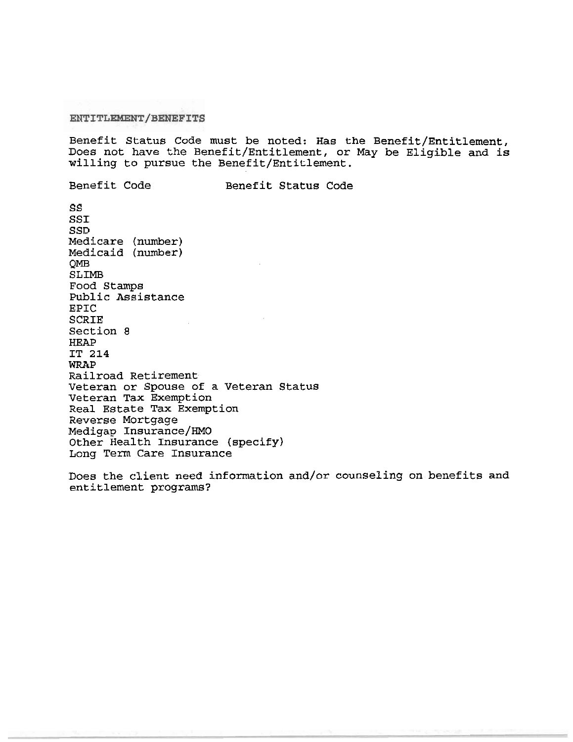## ENTITLEMENT/BENEFITS

Benefit Status Code must be noted: Has the Benefit/Entitlement, Does not have the Benefit/Entitlement, or May be Eligible and is willing to pursue the Benefit/Entitlement.

| Benefit Code | Benefit Status Code |
|---|---|
| SS | |
| SSI | |
| SSD | |
| Medicare (number) | |
| Medicaid (number) | |
| QMB | |
| SLIMB | |
| Food Stamps | |
| Public Assistance | |
| EPIC | |
| SCRIE | |
| Section 8 | |
| HEAP | |
| IT 214 | |
| WRAP | |
| Railroad Retirement | |
| Veteran or Spouse of a Veteran Status | |
| Veteran Tax Exemption | |
| Real Estate Tax Exemption | |
| Reverse Mortgage | |
| Medigap Insurance/HMO | |
| Other Health Insurance (specify) | |
| Long Term Care Insurance | |

Does the client need information and/or counseling on benefits and entitlement programs?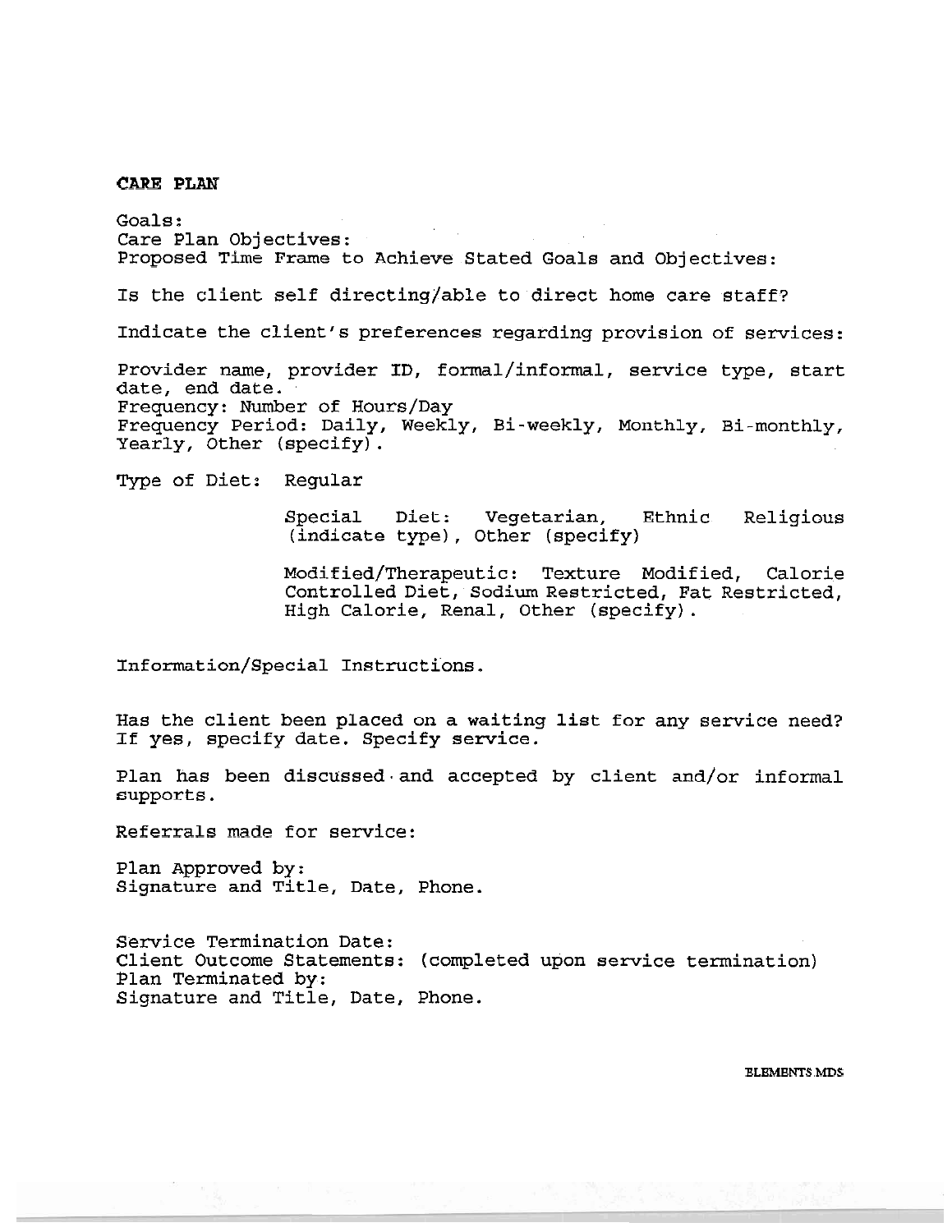**CARE PLAN**

Goals:
Care Plan Objectives:
Proposed Time Frame to Achieve Stated Goals and Objectives:

Is the client self directing/able to direct home care staff?

Indicate the client's preferences regarding provision of services:

Provider name, provider ID, formal/informal, service type, start date, end date.
Frequency: Number of Hours/Day
Frequency Period: Daily, Weekly, Bi-weekly, Monthly, Bi-monthly, Yearly, Other (specify).

Type of Diet: Regular

Special Diet: Vegetarian, Ethnic Religious (indicate type), Other (specify)

Modified/Therapeutic: Texture Modified, Calorie Controlled Diet, Sodium Restricted, Fat Restricted, High Calorie, Renal, Other (specify).

Information/Special Instructions.

Has the client been placed on a waiting list for any service need? If yes, specify date. Specify service.

Plan has been discussed and accepted by client and/or informal supports.

Referrals made for service:

Plan Approved by:
Signature and Title, Date, Phone.

Service Termination Date:
Client Outcome Statements: (completed upon service termination)
Plan Terminated by:
Signature and Title, Date, Phone.

ELEMENTS.MDS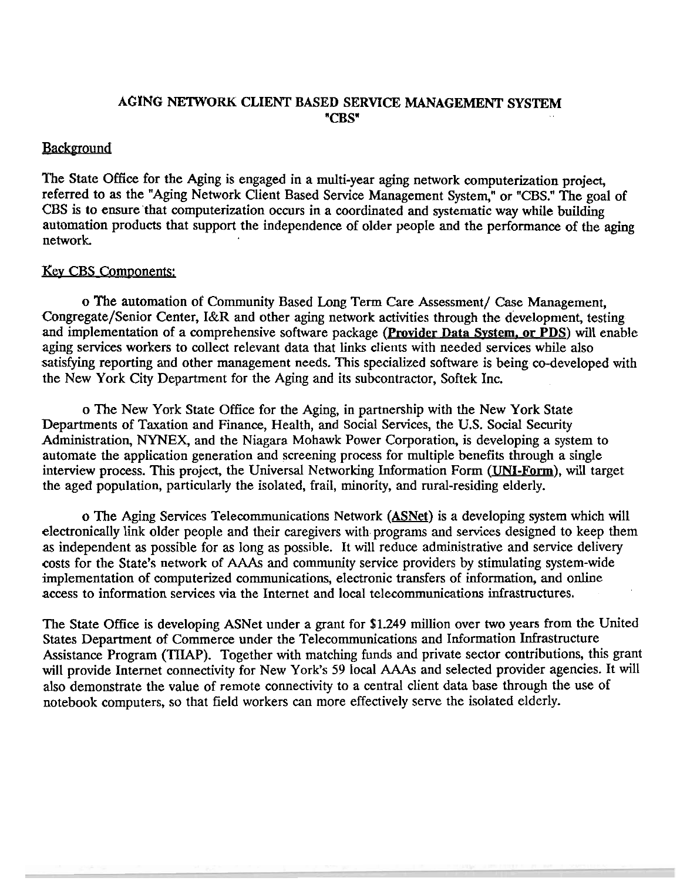# AGING NETWORK CLIENT BASED SERVICE MANAGEMENT SYSTEM "CBS"

## Background

The State Office for the Aging is engaged in a multi-year aging network computerization project, referred to as the "Aging Network Client Based Service Management System," or "CBS." The goal of CBS is to ensure that computerization occurs in a coordinated and systematic way while building automation products that support the independence of older people and the performance of the aging network.

## Key CBS Components:

o The automation of Community Based Long Term Care Assessment/ Case Management, Congregate/Senior Center, I&R and other aging network activities through the development, testing and implementation of a comprehensive software package (**Provider Data System, or PDS**) will enable aging services workers to collect relevant data that links clients with needed services while also satisfying reporting and other management needs. This specialized software is being co-developed with the New York City Department for the Aging and its subcontractor, Softek Inc.

o The New York State Office for the Aging, in partnership with the New York State Departments of Taxation and Finance, Health, and Social Services, the U.S. Social Security Administration, NYNEX, and the Niagara Mohawk Power Corporation, is developing a system to automate the application generation and screening process for multiple benefits through a single interview process. This project, the Universal Networking Information Form (**UNI-Form**), will target the aged population, particularly the isolated, frail, minority, and rural-residing elderly.

o The Aging Services Telecommunications Network (**ASNet**) is a developing system which will electronically link older people and their caregivers with programs and services designed to keep them as independent as possible for as long as possible. It will reduce administrative and service delivery costs for the State's network of AAAs and community service providers by stimulating system-wide implementation of computerized communications, electronic transfers of information, and online access to information services via the Internet and local telecommunications infrastructures.

The State Office is developing ASNet under a grant for $1.249 million over two years from the United States Department of Commerce under the Telecommunications and Information Infrastructure Assistance Program (TIIAP). Together with matching funds and private sector contributions, this grant will provide Internet connectivity for New York's 59 local AAAs and selected provider agencies. It will also demonstrate the value of remote connectivity to a central client data base through the use of notebook computers, so that field workers can more effectively serve the isolated elderly.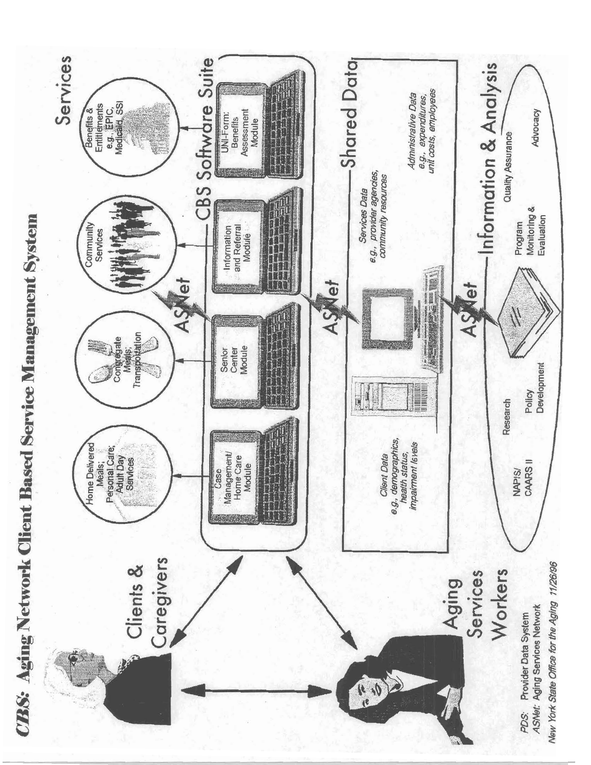# CBS: Aging Network Client Based Service Management System

Clients & Caregivers

Aging Services Workers

Services

Home Delivered Meals; Personal Care; Adult Day Services

Congregate Meals; Transportation

Community Services

Benefits & Entitlements e.g., EPIC, Medicaid, SSI

ASNet

CBS Software Suite

Case Management/ Home Care Module

Senior Center Module

Information and Referral Module

UNI-Form: Benefits Assessment Module

ASNet

Shared Data

Client Data e.g., demographics, health status, impairment levels

Services Data e.g., provider agencies, community resources

Administrative Data e.g., expenditures, unit costs, employees

ASNet

Information & Analysis

NAPIS/ CAARS II

Research

Policy Development

Program Monitoring & Evaluation

Quality Assurance

Advocacy

*PDS:* Provider Data System
*ASNet:* Aging Services Network
*New York State Office for the Aging 11/26/96*